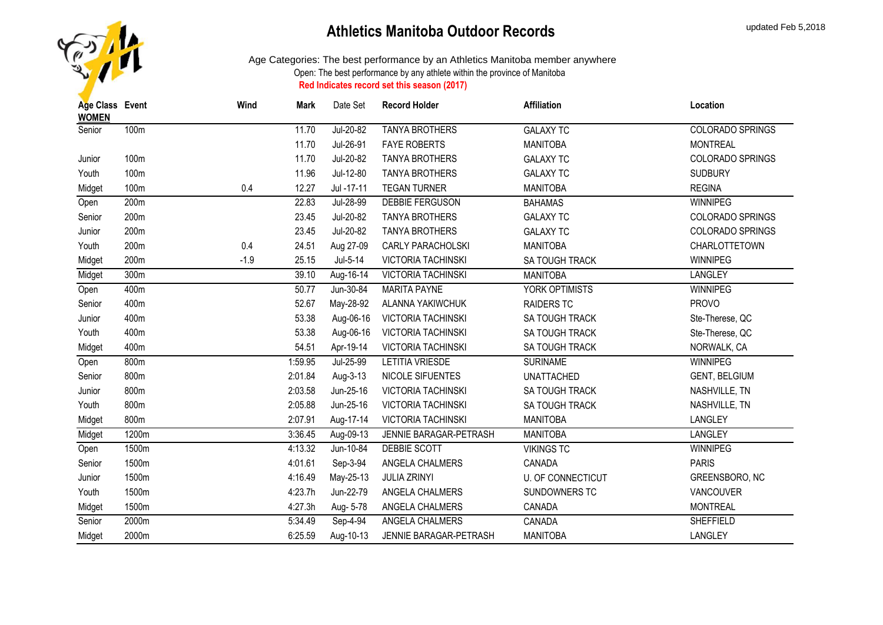# Athletics Manitoba Outdoor Records

updated Feb 5,2018

Age Categories: The best performance by an Athletics Manitoba member anywhere

Open: The best performance by any athlete within the province of Manitoba

**Red Indicates record set this season (2017)**

| Age Class | Event | Wind | Mark | Date Set | Record Holder | Affiliation | Location |
|---|---|---|---|---|---|---|---|
| **WOMEN** | | | | | | | |
| Senior | 100m | | 11.70 | Jul-20-82 | TANYA BROTHERS | GALAXY TC | COLORADO SPRINGS |
| | | | 11.70 | Jul-26-91 | FAYE ROBERTS | MANITOBA | MONTREAL |
| Junior | 100m | | 11.70 | Jul-20-82 | TANYA BROTHERS | GALAXY TC | COLORADO SPRINGS |
| Youth | 100m | | 11.96 | Jul-12-80 | TANYA BROTHERS | GALAXY TC | SUDBURY |
| Midget | 100m | 0.4 | 12.27 | Jul -17-11 | TEGAN TURNER | MANITOBA | REGINA |
| Open | 200m | | 22.83 | Jul-28-99 | DEBBIE FERGUSON | BAHAMAS | WINNIPEG |
| Senior | 200m | | 23.45 | Jul-20-82 | TANYA BROTHERS | GALAXY TC | COLORADO SPRINGS |
| Junior | 200m | | 23.45 | Jul-20-82 | TANYA BROTHERS | GALAXY TC | COLORADO SPRINGS |
| Youth | 200m | 0.4 | 24.51 | Aug 27-09 | CARLY PARACHOLSKI | MANITOBA | CHARLOTTETOWN |
| Midget | 200m | -1.9 | 25.15 | Jul-5-14 | VICTORIA TACHINSKI | SA TOUGH TRACK | WINNIPEG |
| Midget | 300m | | 39.10 | Aug-16-14 | VICTORIA TACHINSKI | MANITOBA | LANGLEY |
| Open | 400m | | 50.77 | Jun-30-84 | MARITA PAYNE | YORK OPTIMISTS | WINNIPEG |
| Senior | 400m | | 52.67 | May-28-92 | ALANNA YAKIWCHUK | RAIDERS TC | PROVO |
| Junior | 400m | | 53.38 | Aug-06-16 | VICTORIA TACHINSKI | SA TOUGH TRACK | Ste-Therese, QC |
| Youth | 400m | | 53.38 | Aug-06-16 | VICTORIA TACHINSKI | SA TOUGH TRACK | Ste-Therese, QC |
| Midget | 400m | | 54.51 | Apr-19-14 | VICTORIA TACHINSKI | SA TOUGH TRACK | NORWALK, CA |
| Open | 800m | | 1:59.95 | Jul-25-99 | LETITIA VRIESDE | SURINAME | WINNIPEG |
| Senior | 800m | | 2:01.84 | Aug-3-13 | NICOLE SIFUENTES | UNATTACHED | GENT, BELGIUM |
| Junior | 800m | | 2:03.58 | Jun-25-16 | VICTORIA TACHINSKI | SA TOUGH TRACK | NASHVILLE, TN |
| Youth | 800m | | 2:05.88 | Jun-25-16 | VICTORIA TACHINSKI | SA TOUGH TRACK | NASHVILLE, TN |
| Midget | 800m | | 2:07.91 | Aug-17-14 | VICTORIA TACHINSKI | MANITOBA | LANGLEY |
| Midget | 1200m | | 3:36.45 | Aug-09-13 | JENNIE BARAGAR-PETRASH | MANITOBA | LANGLEY |
| Open | 1500m | | 4:13.32 | Jun-10-84 | DEBBIE SCOTT | VIKINGS TC | WINNIPEG |
| Senior | 1500m | | 4:01.61 | Sep-3-94 | ANGELA CHALMERS | CANADA | PARIS |
| Junior | 1500m | | 4:16.49 | May-25-13 | JULIA ZRINYI | U. OF CONNECTICUT | GREENSBORO, NC |
| Youth | 1500m | | 4:23.7h | Jun-22-79 | ANGELA CHALMERS | SUNDOWNERS TC | VANCOUVER |
| Midget | 1500m | | 4:27.3h | Aug- 5-78 | ANGELA CHALMERS | CANADA | MONTREAL |
| Senior | 2000m | | 5:34.49 | Sep-4-94 | ANGELA CHALMERS | CANADA | SHEFFIELD |
| Midget | 2000m | | 6:25.59 | Aug-10-13 | JENNIE BARAGAR-PETRASH | MANITOBA | LANGLEY |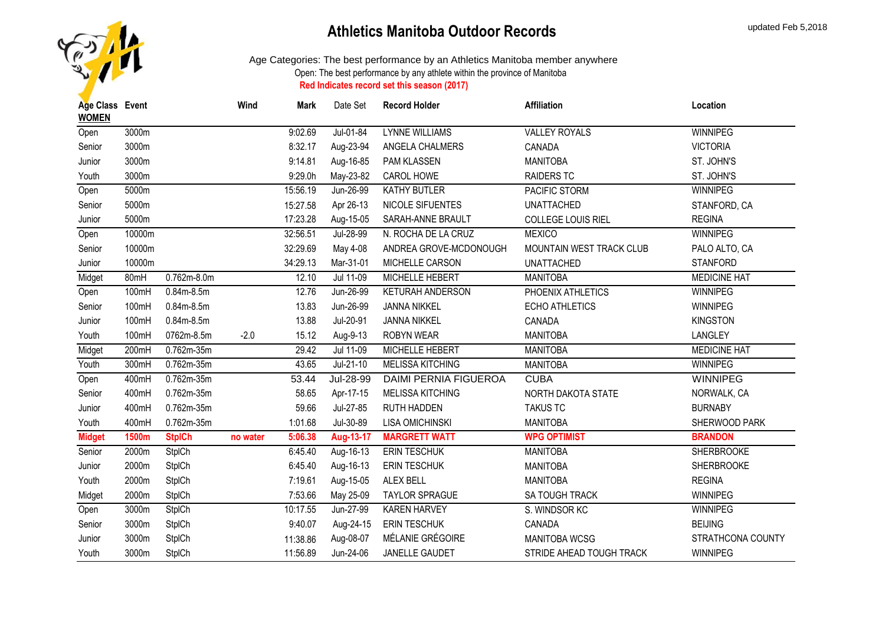# Athletics Manitoba Outdoor Records

updated Feb 5,2018

Age Categories: The best performance by an Athletics Manitoba member anywhere

Open: The best performance by any athlete within the province of Manitoba

**Red Indicates record set this season (2017)**

| Age Class | Event | | Wind | Mark | Date Set | Record Holder | Affiliation | Location |
|---|---|---|---|---|---|---|---|---|
| **WOMEN** | | | | | | | | |
| Open | 3000m | | | 9:02.69 | Jul-01-84 | LYNNE WILLIAMS | VALLEY ROYALS | WINNIPEG |
| Senior | 3000m | | | 8:32.17 | Aug-23-94 | ANGELA CHALMERS | CANADA | VICTORIA |
| Junior | 3000m | | | 9:14.81 | Aug-16-85 | PAM KLASSEN | MANITOBA | ST. JOHN'S |
| Youth | 3000m | | | 9:29.0h | May-23-82 | CAROL HOWE | RAIDERS TC | ST. JOHN'S |
| Open | 5000m | | | 15:56.19 | Jun-26-99 | KATHY BUTLER | PACIFIC STORM | WINNIPEG |
| Senior | 5000m | | | 15:27.58 | Apr 26-13 | NICOLE SIFUENTES | UNATTACHED | STANFORD, CA |
| Junior | 5000m | | | 17:23.28 | Aug-15-05 | SARAH-ANNE BRAULT | COLLEGE LOUIS RIEL | REGINA |
| Open | 10000m | | | 32:56.51 | Jul-28-99 | N. ROCHA DE LA CRUZ | MEXICO | WINNIPEG |
| Senior | 10000m | | | 32:29.69 | May 4-08 | ANDREA GROVE-MCDONOUGH | MOUNTAIN WEST TRACK CLUB | PALO ALTO, CA |
| Junior | 10000m | | | 34:29.13 | Mar-31-01 | MICHELLE CARSON | UNATTACHED | STANFORD |
| Midget | 80mH | 0.762m-8.0m | | 12.10 | Jul 11-09 | MICHELLE HEBERT | MANITOBA | MEDICINE HAT |
| Open | 100mH | 0.84m-8.5m | | 12.76 | Jun-26-99 | KETURAH ANDERSON | PHOENIX ATHLETICS | WINNIPEG |
| Senior | 100mH | 0.84m-8.5m | | 13.83 | Jun-26-99 | JANNA NIKKEL | ECHO ATHLETICS | WINNIPEG |
| Junior | 100mH | 0.84m-8.5m | | 13.88 | Jul-20-91 | JANNA NIKKEL | CANADA | KINGSTON |
| Youth | 100mH | 0762m-8.5m | -2.0 | 15.12 | Aug-9-13 | ROBYN WEAR | MANITOBA | LANGLEY |
| Midget | 200mH | 0.762m-35m | | 29.42 | Jul 11-09 | MICHELLE HEBERT | MANITOBA | MEDICINE HAT |
| Youth | 300mH | 0.762m-35m | | 43.65 | Jul-21-10 | MELISSA KITCHING | MANITOBA | WINNIPEG |
| Open | 400mH | 0.762m-35m | | 53.44 | Jul-28-99 | DAIMI PERNIA FIGUEROA | CUBA | WINNIPEG |
| Senior | 400mH | 0.762m-35m | | 58.65 | Apr-17-15 | MELISSA KITCHING | NORTH DAKOTA STATE | NORWALK, CA |
| Junior | 400mH | 0.762m-35m | | 59.66 | Jul-27-85 | RUTH HADDEN | TAKUS TC | BURNABY |
| Youth | 400mH | 0.762m-35m | | 1:01.68 | Jul-30-89 | LISA OMICHINSKI | MANITOBA | SHERWOOD PARK |
| **Midget** | **1500m** | **StplCh** | **no water** | **5:06.38** | **Aug-13-17** | **MARGRETT WATT** | **WPG OPTIMIST** | **BRANDON** |
| Senior | 2000m | StplCh | | 6:45.40 | Aug-16-13 | ERIN TESCHUK | MANITOBA | SHERBROOKE |
| Junior | 2000m | StplCh | | 6:45.40 | Aug-16-13 | ERIN TESCHUK | MANITOBA | SHERBROOKE |
| Youth | 2000m | StplCh | | 7:19.61 | Aug-15-05 | ALEX BELL | MANITOBA | REGINA |
| Midget | 2000m | StplCh | | 7:53.66 | May 25-09 | TAYLOR SPRAGUE | SA TOUGH TRACK | WINNIPEG |
| Open | 3000m | StplCh | | 10:17.55 | Jun-27-99 | KAREN HARVEY | S. WINDSOR KC | WINNIPEG |
| Senior | 3000m | StplCh | | 9:40.07 | Aug-24-15 | ERIN TESCHUK | CANADA | BEIJING |
| Junior | 3000m | StplCh | | 11:38.86 | Aug-08-07 | MÉLANIE GRÉGOIRE | MANITOBA WCSG | STRATHCONA COUNTY |
| Youth | 3000m | StplCh | | 11:56.89 | Jun-24-06 | JANELLE GAUDET | STRIDE AHEAD TOUGH TRACK | WINNIPEG |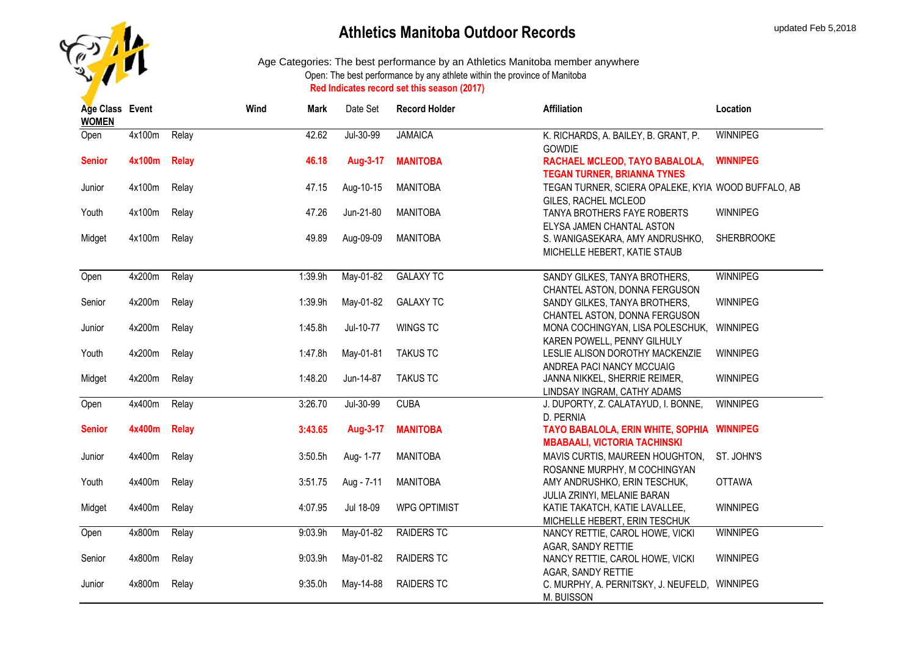# Athletics Manitoba Outdoor Records

updated Feb 5,2018

Age Categories: The best performance by an Athletics Manitoba member anywhere

Open: The best performance by any athlete within the province of Manitoba

**Red Indicates record set this season (2017)**

| Age Class | Event | | Wind | Mark | Date Set | Record Holder | Affiliation | Location |
|---|---|---|---|---|---|---|---|---|
| **WOMEN** | | | | | | | | |
| Open | 4x100m | Relay | | 42.62 | Jul-30-99 | JAMAICA | K. RICHARDS, A. BAILEY, B. GRANT, P. GOWDIE | WINNIPEG |
| **Senior** | **4x100m** | **Relay** | | **46.18** | **Aug-3-17** | **MANITOBA** | **RACHAEL MCLEOD, TAYO BABALOLA, TEGAN TURNER, BRIANNA TYNES** | **WINNIPEG** |
| Junior | 4x100m | Relay | | 47.15 | Aug-10-15 | MANITOBA | TEGAN TURNER, SCIERA OPALEKE, KYIA GILES, RACHEL MCLEOD | WOOD BUFFALO, AB |
| Youth | 4x100m | Relay | | 47.26 | Jun-21-80 | MANITOBA | TANYA BROTHERS FAYE ROBERTS ELYSA JAMEN CHANTAL ASTON | WINNIPEG |
| Midget | 4x100m | Relay | | 49.89 | Aug-09-09 | MANITOBA | S. WANIGASEKARA, AMY ANDRUSHKO, MICHELLE HEBERT, KATIE STAUB | SHERBROOKE |
| Open | 4x200m | Relay | | 1:39.9h | May-01-82 | GALAXY TC | SANDY GILKES, TANYA BROTHERS, CHANTEL ASTON, DONNA FERGUSON | WINNIPEG |
| Senior | 4x200m | Relay | | 1:39.9h | May-01-82 | GALAXY TC | SANDY GILKES, TANYA BROTHERS, CHANTEL ASTON, DONNA FERGUSON | WINNIPEG |
| Junior | 4x200m | Relay | | 1:45.8h | Jul-10-77 | WINGS TC | MONA COCHINGYAN, LISA POLESCHUK, KAREN POWELL, PENNY GILHULY | WINNIPEG |
| Youth | 4x200m | Relay | | 1:47.8h | May-01-81 | TAKUS TC | LESLIE ALISON DOROTHY MACKENZIE ANDREA PACI NANCY MCCUAIG | WINNIPEG |
| Midget | 4x200m | Relay | | 1:48.20 | Jun-14-87 | TAKUS TC | JANNA NIKKEL, SHERRIE REIMER, LINDSAY INGRAM, CATHY ADAMS | WINNIPEG |
| Open | 4x400m | Relay | | 3:26.70 | Jul-30-99 | CUBA | J. DUPORTY, Z. CALATAYUD, I. BONNE, D. PERNIA | WINNIPEG |
| **Senior** | **4x400m** | **Relay** | | **3:43.65** | **Aug-3-17** | **MANITOBA** | **TAYO BABALOLA, ERIN WHITE, SOPHIA MBABAALI, VICTORIA TACHINSKI** | **WINNIPEG** |
| Junior | 4x400m | Relay | | 3:50.5h | Aug- 1-77 | MANITOBA | MAVIS CURTIS, MAUREEN HOUGHTON, ROSANNE MURPHY, M COCHINGYAN | ST. JOHN'S |
| Youth | 4x400m | Relay | | 3:51.75 | Aug - 7-11 | MANITOBA | AMY ANDRUSHKO, ERIN TESCHUK, JULIA ZRINYI, MELANIE BARAN | OTTAWA |
| Midget | 4x400m | Relay | | 4:07.95 | Jul 18-09 | WPG OPTIMIST | KATIE TAKATCH, KATIE LAVALLEE, MICHELLE HEBERT, ERIN TESCHUK | WINNIPEG |
| Open | 4x800m | Relay | | 9:03.9h | May-01-82 | RAIDERS TC | NANCY RETTIE, CAROL HOWE, VICKI AGAR, SANDY RETTIE | WINNIPEG |
| Senior | 4x800m | Relay | | 9:03.9h | May-01-82 | RAIDERS TC | NANCY RETTIE, CAROL HOWE, VICKI AGAR, SANDY RETTIE | WINNIPEG |
| Junior | 4x800m | Relay | | 9:35.0h | May-14-88 | RAIDERS TC | C. MURPHY, A. PERNITSKY, J. NEUFELD, M. BUISSON | WINNIPEG |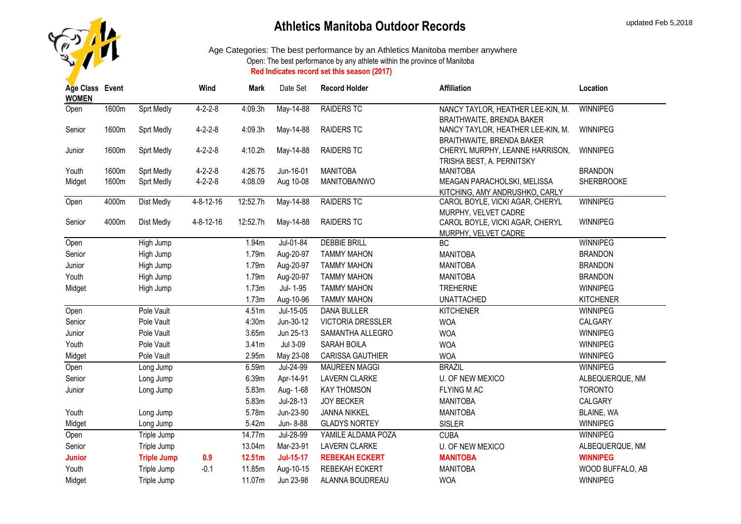# Athletics Manitoba Outdoor Records

updated Feb 5,2018

Age Categories: The best performance by an Athletics Manitoba member anywhere

Open: The best performance by any athlete within the province of Manitoba

**Red Indicates record set this season (2017)**

| Age Class | Event | | Wind | Mark | Date Set | Record Holder | Affiliation | Location |
|---|---|---|---|---|---|---|---|---|
| **WOMEN** | | | | | | | | |
| Open | 1600m | Sprt Medly | 4-2-2-8 | 4:09.3h | May-14-88 | RAIDERS TC | NANCY TAYLOR, HEATHER LEE-KIN, M. BRAITHWAITE, BRENDA BAKER | WINNIPEG |
| Senior | 1600m | Sprt Medly | 4-2-2-8 | 4:09.3h | May-14-88 | RAIDERS TC | NANCY TAYLOR, HEATHER LEE-KIN, M. BRAITHWAITE, BRENDA BAKER | WINNIPEG |
| Junior | 1600m | Sprt Medly | 4-2-2-8 | 4:10.2h | May-14-88 | RAIDERS TC | CHERYL MURPHY, LEANNE HARRISON, TRISHA BEST, A. PERNITSKY | WINNIPEG |
| Youth | 1600m | Sprt Medly | 4-2-2-8 | 4:26.75 | Jun-16-01 | MANITOBA | MANITOBA | BRANDON |
| Midget | 1600m | Sprt Medly | 4-2-2-8 | 4:08.09 | Aug 10-08 | MANITOBA/NWO | MEAGAN PARACHOLSKI, MELISSA KITCHING, AMY ANDRUSHKO, CARLY | SHERBROOKE |
| Open | 4000m | Dist Medly | 4-8-12-16 | 12:52.7h | May-14-88 | RAIDERS TC | CAROL BOYLE, VICKI AGAR, CHERYL MURPHY, VELVET CADRE | WINNIPEG |
| Senior | 4000m | Dist Medly | 4-8-12-16 | 12:52.7h | May-14-88 | RAIDERS TC | CAROL BOYLE, VICKI AGAR, CHERYL MURPHY, VELVET CADRE | WINNIPEG |
| Open | | High Jump | | 1.94m | Jul-01-84 | DEBBIE BRILL | BC | WINNIPEG |
| Senior | | High Jump | | 1.79m | Aug-20-97 | TAMMY MAHON | MANITOBA | BRANDON |
| Junior | | High Jump | | 1.79m | Aug-20-97 | TAMMY MAHON | MANITOBA | BRANDON |
| Youth | | High Jump | | 1.79m | Aug-20-97 | TAMMY MAHON | MANITOBA | BRANDON |
| Midget | | High Jump | | 1.73m | Jul- 1-95 | TAMMY MAHON | TREHERNE | WINNIPEG |
| | | | | 1.73m | Aug-10-96 | TAMMY MAHON | UNATTACHED | KITCHENER |
| Open | | Pole Vault | | 4.51m | Jul-15-05 | DANA BULLER | KITCHENER | WINNIPEG |
| Senior | | Pole Vault | | 4.30m | Jun-30-12 | VICTORIA DRESSLER | WOA | CALGARY |
| Junior | | Pole Vault | | 3.65m | Jun 25-13 | SAMANTHA ALLEGRO | WOA | WINNIPEG |
| Youth | | Pole Vault | | 3.41m | Jul 3-09 | SARAH BOILA | WOA | WINNIPEG |
| Midget | | Pole Vault | | 2.95m | May 23-08 | CARISSA GAUTHIER | WOA | WINNIPEG |
| Open | | Long Jump | | 6.59m | Jul-24-99 | MAUREEN MAGGI | BRAZIL | WINNIPEG |
| Senior | | Long Jump | | 6.39m | Apr-14-91 | LAVERN CLARKE | U. OF NEW MEXICO | ALBEQUERQUE, NM |
| Junior | | Long Jump | | 5.83m | Aug- 1-68 | KAY THOMSON | FLYING M AC | TORONTO |
| | | | | 5.83m | Jul-28-13 | JOY BECKER | MANITOBA | CALGARY |
| Youth | | Long Jump | | 5.78m | Jun-23-90 | JANNA NIKKEL | MANITOBA | BLAINE, WA |
| Midget | | Long Jump | | 5.42m | Jun- 8-88 | GLADYS NORTEY | SISLER | WINNIPEG |
| Open | | Triple Jump | | 14.77m | Jul-28-99 | YAMILE ALDAMA POZA | CUBA | WINNIPEG |
| Senior | | Triple Jump | | 13.04m | Mar-23-91 | LAVERN CLARKE | U. OF NEW MEXICO | ALBEQUERQUE, NM |
| **Junior** | | **Triple Jump** | **0.9** | **12.51m** | **Jul-15-17** | **REBEKAH ECKERT** | **MANITOBA** | **WINNIPEG** |
| Youth | | Triple Jump | -0.1 | 11.85m | Aug-10-15 | REBEKAH ECKERT | MANITOBA | WOOD BUFFALO, AB |
| Midget | | Triple Jump | | 11.07m | Jun 23-98 | ALANNA BOUDREAU | WOA | WINNIPEG |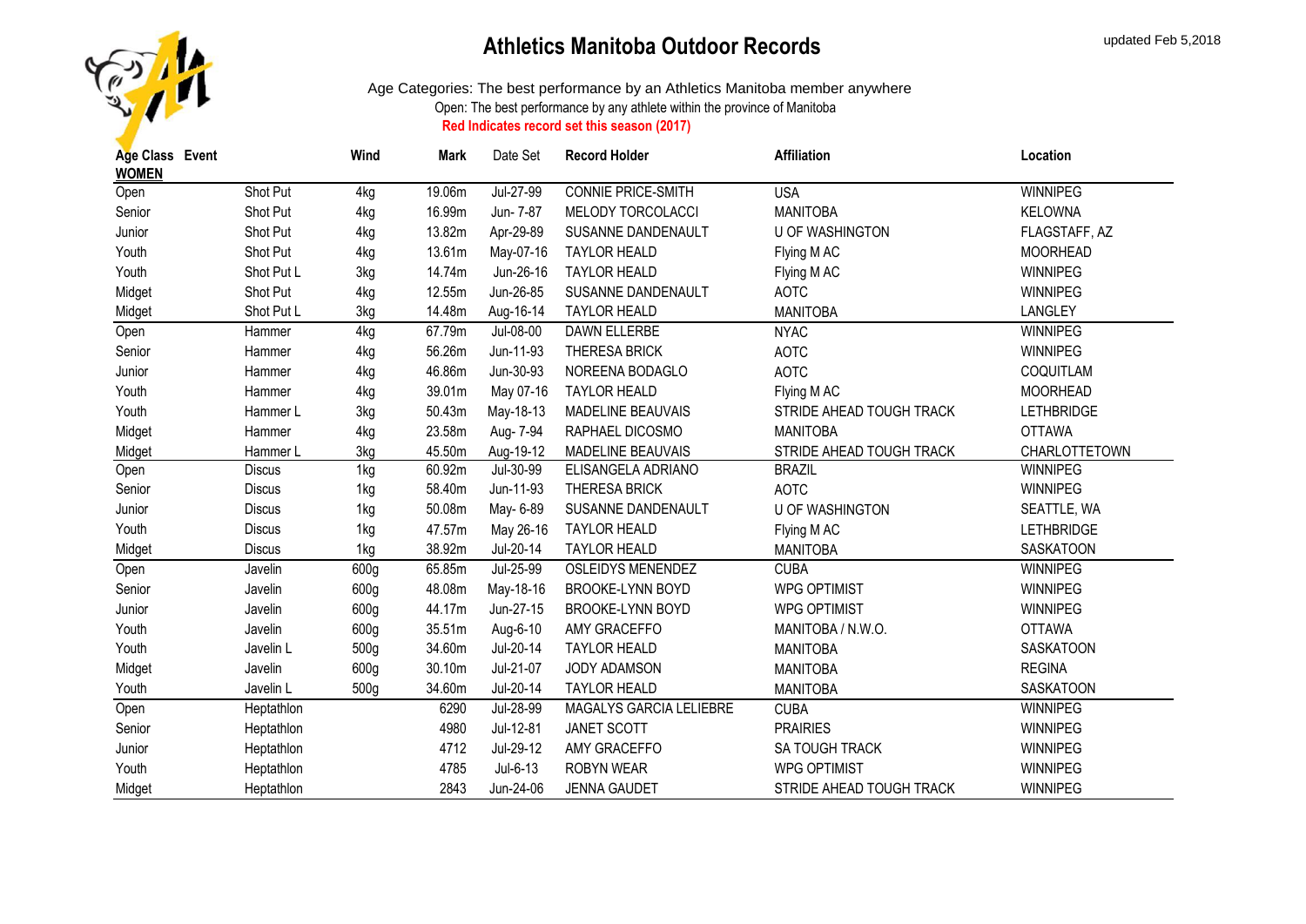# Athletics Manitoba Outdoor Records

updated Feb 5,2018

Age Categories: The best performance by an Athletics Manitoba member anywhere

Open: The best performance by any athlete within the province of Manitoba

**Red Indicates record set this season (2017)**

| Age Class | Event | Wind | Mark | Date Set | Record Holder | Affiliation | Location |
|---|---|---|---|---|---|---|---|
| **WOMEN** | | | | | | | |
| Open | Shot Put | 4kg | 19.06m | Jul-27-99 | CONNIE PRICE-SMITH | USA | WINNIPEG |
| Senior | Shot Put | 4kg | 16.99m | Jun- 7-87 | MELODY TORCOLACCI | MANITOBA | KELOWNA |
| Junior | Shot Put | 4kg | 13.82m | Apr-29-89 | SUSANNE DANDENAULT | U OF WASHINGTON | FLAGSTAFF, AZ |
| Youth | Shot Put | 4kg | 13.61m | May-07-16 | TAYLOR HEALD | Flying M AC | MOORHEAD |
| Youth | Shot Put L | 3kg | 14.74m | Jun-26-16 | TAYLOR HEALD | Flying M AC | WINNIPEG |
| Midget | Shot Put | 4kg | 12.55m | Jun-26-85 | SUSANNE DANDENAULT | AOTC | WINNIPEG |
| Midget | Shot Put L | 3kg | 14.48m | Aug-16-14 | TAYLOR HEALD | MANITOBA | LANGLEY |
| Open | Hammer | 4kg | 67.79m | Jul-08-00 | DAWN ELLERBE | NYAC | WINNIPEG |
| Senior | Hammer | 4kg | 56.26m | Jun-11-93 | THERESA BRICK | AOTC | WINNIPEG |
| Junior | Hammer | 4kg | 46.86m | Jun-30-93 | NOREENA BODAGLO | AOTC | COQUITLAM |
| Youth | Hammer | 4kg | 39.01m | May 07-16 | TAYLOR HEALD | Flying M AC | MOORHEAD |
| Youth | Hammer L | 3kg | 50.43m | May-18-13 | MADELINE BEAUVAIS | STRIDE AHEAD TOUGH TRACK | LETHBRIDGE |
| Midget | Hammer | 4kg | 23.58m | Aug- 7-94 | RAPHAEL DICOSMO | MANITOBA | OTTAWA |
| Midget | Hammer L | 3kg | 45.50m | Aug-19-12 | MADELINE BEAUVAIS | STRIDE AHEAD TOUGH TRACK | CHARLOTTETOWN |
| Open | Discus | 1kg | 60.92m | Jul-30-99 | ELISANGELA ADRIANO | BRAZIL | WINNIPEG |
| Senior | Discus | 1kg | 58.40m | Jun-11-93 | THERESA BRICK | AOTC | WINNIPEG |
| Junior | Discus | 1kg | 50.08m | May- 6-89 | SUSANNE DANDENAULT | U OF WASHINGTON | SEATTLE, WA |
| Youth | Discus | 1kg | 47.57m | May 26-16 | TAYLOR HEALD | Flying M AC | LETHBRIDGE |
| Midget | Discus | 1kg | 38.92m | Jul-20-14 | TAYLOR HEALD | MANITOBA | SASKATOON |
| Open | Javelin | 600g | 65.85m | Jul-25-99 | OSLEIDYS MENENDEZ | CUBA | WINNIPEG |
| Senior | Javelin | 600g | 48.08m | May-18-16 | BROOKE-LYNN BOYD | WPG OPTIMIST | WINNIPEG |
| Junior | Javelin | 600g | 44.17m | Jun-27-15 | BROOKE-LYNN BOYD | WPG OPTIMIST | WINNIPEG |
| Youth | Javelin | 600g | 35.51m | Aug-6-10 | AMY GRACEFFO | MANITOBA / N.W.O. | OTTAWA |
| Youth | Javelin L | 500g | 34.60m | Jul-20-14 | TAYLOR HEALD | MANITOBA | SASKATOON |
| Midget | Javelin | 600g | 30.10m | Jul-21-07 | JODY ADAMSON | MANITOBA | REGINA |
| Youth | Javelin L | 500g | 34.60m | Jul-20-14 | TAYLOR HEALD | MANITOBA | SASKATOON |
| Open | Heptathlon | | 6290 | Jul-28-99 | MAGALYS GARCIA LELIEBRE | CUBA | WINNIPEG |
| Senior | Heptathlon | | 4980 | Jul-12-81 | JANET SCOTT | PRAIRIES | WINNIPEG |
| Junior | Heptathlon | | 4712 | Jul-29-12 | AMY GRACEFFO | SA TOUGH TRACK | WINNIPEG |
| Youth | Heptathlon | | 4785 | Jul-6-13 | ROBYN WEAR | WPG OPTIMIST | WINNIPEG |
| Midget | Heptathlon | | 2843 | Jun-24-06 | JENNA GAUDET | STRIDE AHEAD TOUGH TRACK | WINNIPEG |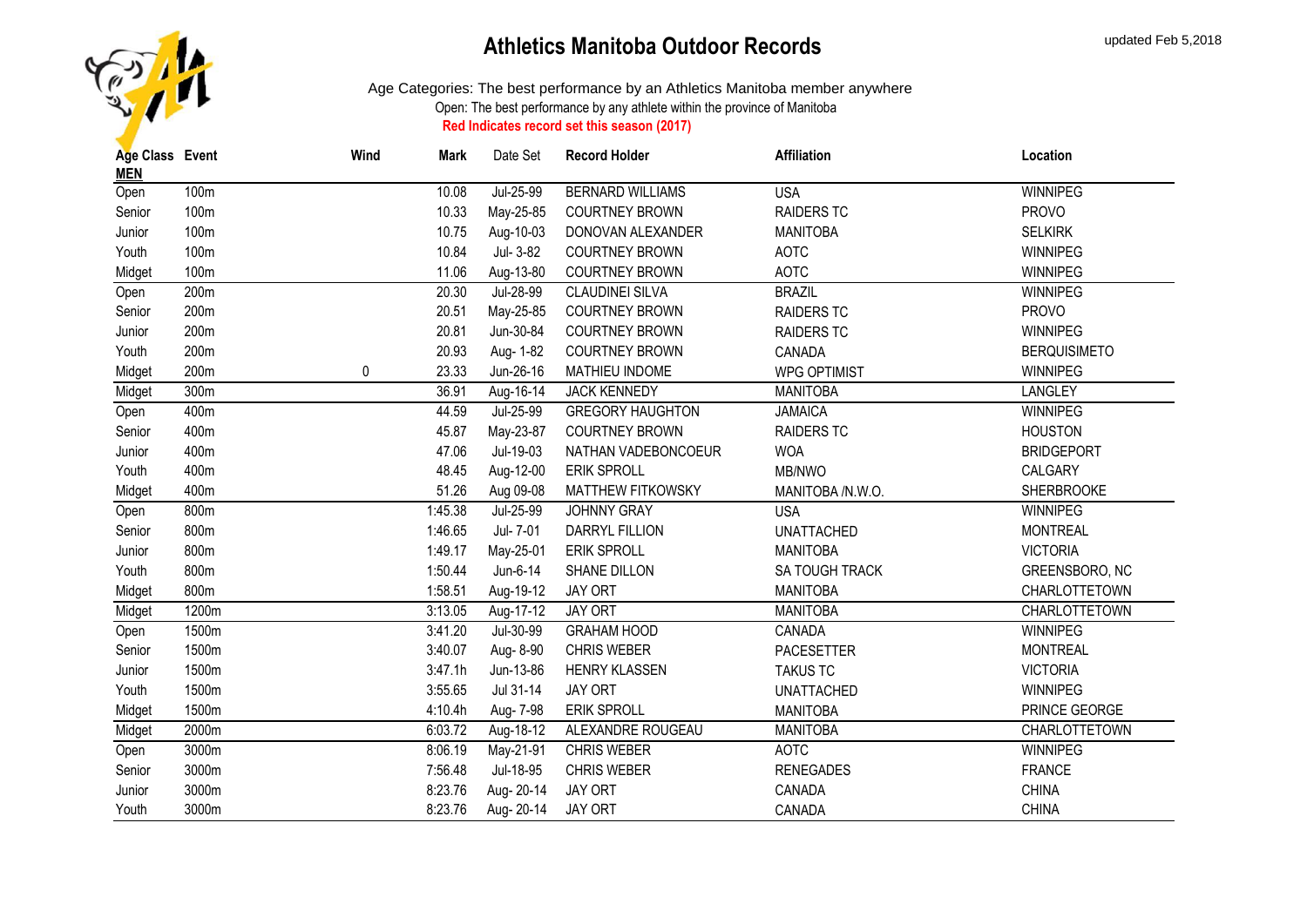# Athletics Manitoba Outdoor Records

updated Feb 5,2018

Age Categories: The best performance by an Athletics Manitoba member anywhere

Open: The best performance by any athlete within the province of Manitoba

**Red Indicates record set this season (2017)**

| Age Class | Event | Wind | Mark | Date Set | Record Holder | Affiliation | Location |
|---|---|---|---|---|---|---|---|
| **MEN** | | | | | | | |
| Open | 100m | | 10.08 | Jul-25-99 | BERNARD WILLIAMS | USA | WINNIPEG |
| Senior | 100m | | 10.33 | May-25-85 | COURTNEY BROWN | RAIDERS TC | PROVO |
| Junior | 100m | | 10.75 | Aug-10-03 | DONOVAN ALEXANDER | MANITOBA | SELKIRK |
| Youth | 100m | | 10.84 | Jul- 3-82 | COURTNEY BROWN | AOTC | WINNIPEG |
| Midget | 100m | | 11.06 | Aug-13-80 | COURTNEY BROWN | AOTC | WINNIPEG |
| Open | 200m | | 20.30 | Jul-28-99 | CLAUDINEI SILVA | BRAZIL | WINNIPEG |
| Senior | 200m | | 20.51 | May-25-85 | COURTNEY BROWN | RAIDERS TC | PROVO |
| Junior | 200m | | 20.81 | Jun-30-84 | COURTNEY BROWN | RAIDERS TC | WINNIPEG |
| Youth | 200m | | 20.93 | Aug- 1-82 | COURTNEY BROWN | CANADA | BERQUISIMETO |
| Midget | 200m | 0 | 23.33 | Jun-26-16 | MATHIEU INDOME | WPG OPTIMIST | WINNIPEG |
| Midget | 300m | | 36.91 | Aug-16-14 | JACK KENNEDY | MANITOBA | LANGLEY |
| Open | 400m | | 44.59 | Jul-25-99 | GREGORY HAUGHTON | JAMAICA | WINNIPEG |
| Senior | 400m | | 45.87 | May-23-87 | COURTNEY BROWN | RAIDERS TC | HOUSTON |
| Junior | 400m | | 47.06 | Jul-19-03 | NATHAN VADEBONCOEUR | WOA | BRIDGEPORT |
| Youth | 400m | | 48.45 | Aug-12-00 | ERIK SPROLL | MB/NWO | CALGARY |
| Midget | 400m | | 51.26 | Aug 09-08 | MATTHEW FITKOWSKY | MANITOBA /N.W.O. | SHERBROOKE |
| Open | 800m | | 1:45.38 | Jul-25-99 | JOHNNY GRAY | USA | WINNIPEG |
| Senior | 800m | | 1:46.65 | Jul- 7-01 | DARRYL FILLION | UNATTACHED | MONTREAL |
| Junior | 800m | | 1:49.17 | May-25-01 | ERIK SPROLL | MANITOBA | VICTORIA |
| Youth | 800m | | 1:50.44 | Jun-6-14 | SHANE DILLON | SA TOUGH TRACK | GREENSBORO, NC |
| Midget | 800m | | 1:58.51 | Aug-19-12 | JAY ORT | MANITOBA | CHARLOTTETOWN |
| Midget | 1200m | | 3:13.05 | Aug-17-12 | JAY ORT | MANITOBA | CHARLOTTETOWN |
| Open | 1500m | | 3:41.20 | Jul-30-99 | GRAHAM HOOD | CANADA | WINNIPEG |
| Senior | 1500m | | 3:40.07 | Aug- 8-90 | CHRIS WEBER | PACESETTER | MONTREAL |
| Junior | 1500m | | 3:47.1h | Jun-13-86 | HENRY KLASSEN | TAKUS TC | VICTORIA |
| Youth | 1500m | | 3:55.65 | Jul 31-14 | JAY ORT | UNATTACHED | WINNIPEG |
| Midget | 1500m | | 4:10.4h | Aug- 7-98 | ERIK SPROLL | MANITOBA | PRINCE GEORGE |
| Midget | 2000m | | 6:03.72 | Aug-18-12 | ALEXANDRE ROUGEAU | MANITOBA | CHARLOTTETOWN |
| Open | 3000m | | 8:06.19 | May-21-91 | CHRIS WEBER | AOTC | WINNIPEG |
| Senior | 3000m | | 7:56.48 | Jul-18-95 | CHRIS WEBER | RENEGADES | FRANCE |
| Junior | 3000m | | 8:23.76 | Aug- 20-14 | JAY ORT | CANADA | CHINA |
| Youth | 3000m | | 8:23.76 | Aug- 20-14 | JAY ORT | CANADA | CHINA |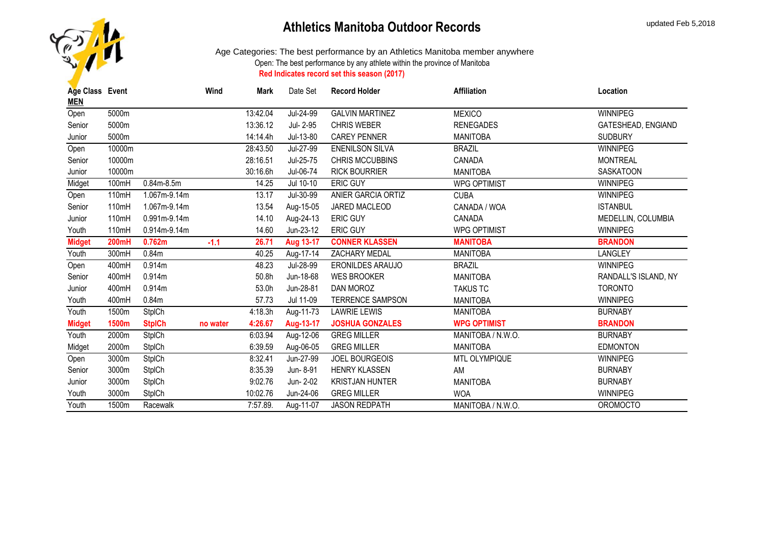# Athletics Manitoba Outdoor Records

updated Feb 5,2018

Age Categories: The best performance by an Athletics Manitoba member anywhere

Open: The best performance by any athlete within the province of Manitoba

**Red Indicates record set this season (2017)**

| Age Class | Event | | Wind | Mark | Date Set | Record Holder | Affiliation | Location |
|---|---|---|---|---|---|---|---|---|
| **MEN** | | | | | | | | |
| Open | 5000m | | | 13:42.04 | Jul-24-99 | GALVIN MARTINEZ | MEXICO | WINNIPEG |
| Senior | 5000m | | | 13:36.12 | Jul- 2-95 | CHRIS WEBER | RENEGADES | GATESHEAD, ENGIAND |
| Junior | 5000m | | | 14:14.4h | Jul-13-80 | CAREY PENNER | MANITOBA | SUDBURY |
| Open | 10000m | | | 28:43.50 | Jul-27-99 | ENENILSON SILVA | BRAZIL | WINNIPEG |
| Senior | 10000m | | | 28:16.51 | Jul-25-75 | CHRIS MCCUBBINS | CANADA | MONTREAL |
| Junior | 10000m | | | 30:16.6h | Jul-06-74 | RICK BOURRIER | MANITOBA | SASKATOON |
| Midget | 100mH | 0.84m-8.5m | | 14.25 | Jul 10-10 | ERIC GUY | WPG OPTIMIST | WINNIPEG |
| Open | 110mH | 1.067m-9.14m | | 13.17 | Jul-30-99 | ANIER GARCIA ORTIZ | CUBA | WINNIPEG |
| Senior | 110mH | 1.067m-9.14m | | 13.54 | Aug-15-05 | JARED MACLEOD | CANADA / WOA | ISTANBUL |
| Junior | 110mH | 0.991m-9.14m | | 14.10 | Aug-24-13 | ERIC GUY | CANADA | MEDELLIN, COLUMBIA |
| Youth | 110mH | 0.914m-9.14m | | 14.60 | Jun-23-12 | ERIC GUY | WPG OPTIMIST | WINNIPEG |
| **Midget** | **200mH** | **0.762m** | **-1.1** | **26.71** | **Aug 13-17** | **CONNER KLASSEN** | **MANITOBA** | **BRANDON** |
| Youth | 300mH | 0.84m | | 40.25 | Aug-17-14 | ZACHARY MEDAL | MANITOBA | LANGLEY |
| Open | 400mH | 0.914m | | 48.23 | Jul-28-99 | ERONILDES ARAUJO | BRAZIL | WINNIPEG |
| Senior | 400mH | 0.914m | | 50.8h | Jun-18-68 | WES BROOKER | MANITOBA | RANDALL'S ISLAND, NY |
| Junior | 400mH | 0.914m | | 53.0h | Jun-28-81 | DAN MOROZ | TAKUS TC | TORONTO |
| Youth | 400mH | 0.84m | | 57.73 | Jul 11-09 | TERRENCE SAMPSON | MANITOBA | WINNIPEG |
| Youth | 1500m | StplCh | | 4:18.3h | Aug-11-73 | LAWRIE LEWIS | MANITOBA | BURNABY |
| **Midget** | **1500m** | **StplCh** | **no water** | **4:26.67** | **Aug-13-17** | **JOSHUA GONZALES** | **WPG OPTIMIST** | **BRANDON** |
| Youth | 2000m | StplCh | | 6:03.94 | Aug-12-06 | GREG MILLER | MANITOBA / N.W.O. | BURNABY |
| Midget | 2000m | StplCh | | 6:39.59 | Aug-06-05 | GREG MILLER | MANITOBA | EDMONTON |
| Open | 3000m | StplCh | | 8:32.41 | Jun-27-99 | JOEL BOURGEOIS | MTL OLYMPIQUE | WINNIPEG |
| Senior | 3000m | StplCh | | 8:35.39 | Jun- 8-91 | HENRY KLASSEN | AM | BURNABY |
| Junior | 3000m | StplCh | | 9:02.76 | Jun- 2-02 | KRISTJAN HUNTER | MANITOBA | BURNABY |
| Youth | 3000m | StplCh | | 10:02.76 | Jun-24-06 | GREG MILLER | WOA | WINNIPEG |
| Youth | 1500m | Racewalk | | 7:57.89. | Aug-11-07 | JASON REDPATH | MANITOBA / N.W.O. | OROMOCTO |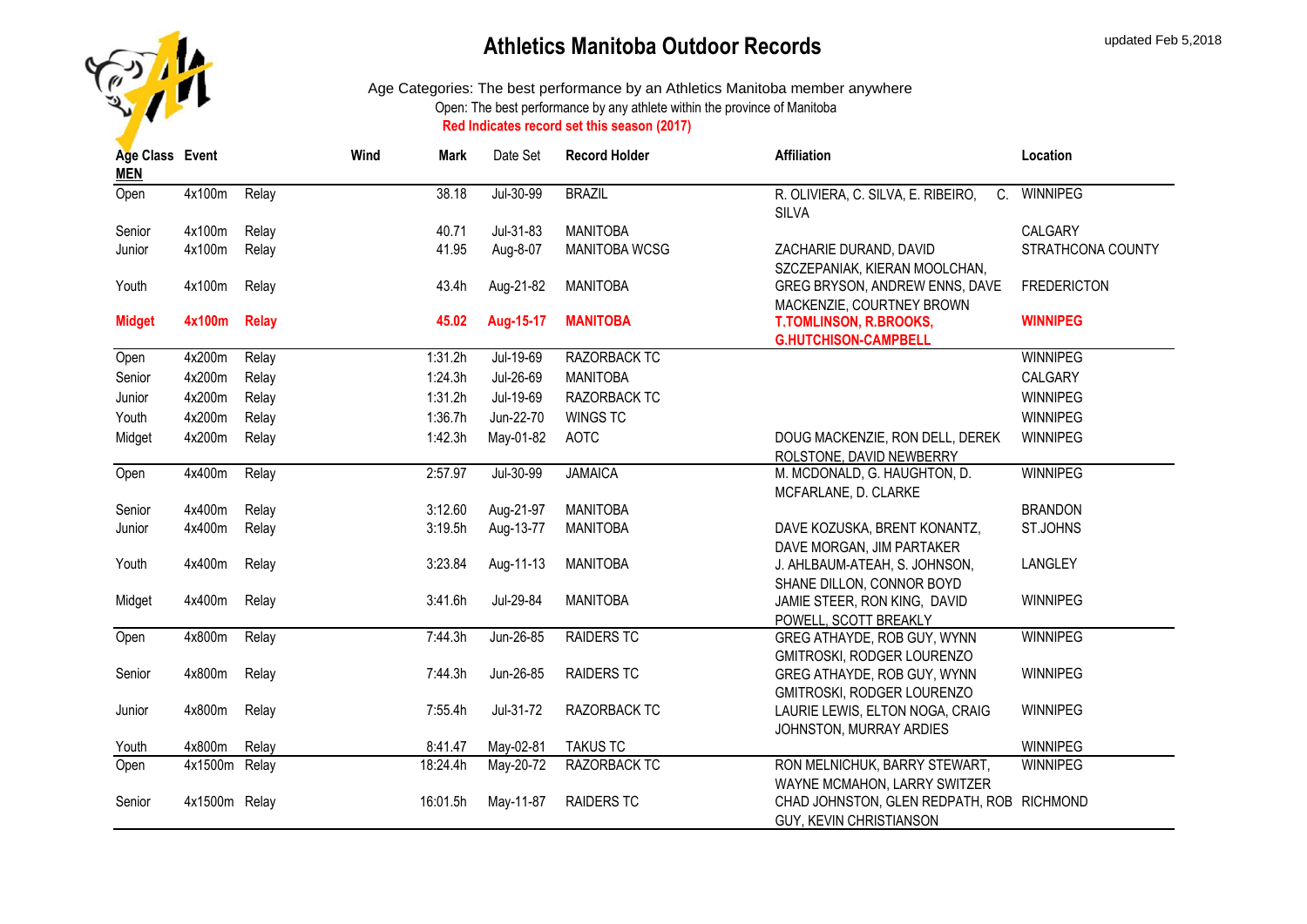# Athletics Manitoba Outdoor Records

updated Feb 5,2018

Age Categories: The best performance by an Athletics Manitoba member anywhere

Open: The best performance by any athlete within the province of Manitoba

**Red Indicates record set this season (2017)**

| Age Class | Event | | Wind | Mark | Date Set | Record Holder | Affiliation | Location |
|---|---|---|---|---|---|---|---|---|
| **MEN** | | | | | | | | |
| Open | 4x100m | Relay | | 38.18 | Jul-30-99 | BRAZIL | R. OLIVIERA, C. SILVA, E. RIBEIRO, C. SILVA | WINNIPEG |
| Senior | 4x100m | Relay | | 40.71 | Jul-31-83 | MANITOBA | | CALGARY |
| Junior | 4x100m | Relay | | 41.95 | Aug-8-07 | MANITOBA WCSG | ZACHARIE DURAND, DAVID SZCZEPANIAK, KIERAN MOOLCHAN, | STRATHCONA COUNTY |
| Youth | 4x100m | Relay | | 43.4h | Aug-21-82 | MANITOBA | GREG BRYSON, ANDREW ENNS, DAVE MACKENZIE, COURTNEY BROWN | FREDERICTON |
| **Midget** | **4x100m** | **Relay** | | **45.02** | **Aug-15-17** | **MANITOBA** | **T.TOMLINSON, R.BROOKS, G.HUTCHISON-CAMPBELL** | **WINNIPEG** |
| Open | 4x200m | Relay | | 1:31.2h | Jul-19-69 | RAZORBACK TC | | WINNIPEG |
| Senior | 4x200m | Relay | | 1:24.3h | Jul-26-69 | MANITOBA | | CALGARY |
| Junior | 4x200m | Relay | | 1:31.2h | Jul-19-69 | RAZORBACK TC | | WINNIPEG |
| Youth | 4x200m | Relay | | 1:36.7h | Jun-22-70 | WINGS TC | | WINNIPEG |
| Midget | 4x200m | Relay | | 1:42.3h | May-01-82 | AOTC | DOUG MACKENZIE, RON DELL, DEREK ROLSTONE, DAVID NEWBERRY | WINNIPEG |
| Open | 4x400m | Relay | | 2:57.97 | Jul-30-99 | JAMAICA | M. MCDONALD, G. HAUGHTON, D. MCFARLANE, D. CLARKE | WINNIPEG |
| Senior | 4x400m | Relay | | 3:12.60 | Aug-21-97 | MANITOBA | | BRANDON |
| Junior | 4x400m | Relay | | 3:19.5h | Aug-13-77 | MANITOBA | DAVE KOZUSKA, BRENT KONANTZ, DAVE MORGAN, JIM PARTAKER | ST.JOHNS |
| Youth | 4x400m | Relay | | 3:23.84 | Aug-11-13 | MANITOBA | J. AHLBAUM-ATEAH, S. JOHNSON, SHANE DILLON, CONNOR BOYD | LANGLEY |
| Midget | 4x400m | Relay | | 3:41.6h | Jul-29-84 | MANITOBA | JAMIE STEER, RON KING, DAVID POWELL, SCOTT BREAKLY | WINNIPEG |
| Open | 4x800m | Relay | | 7:44.3h | Jun-26-85 | RAIDERS TC | GREG ATHAYDE, ROB GUY, WYNN GMITROSKI, RODGER LOURENZO | WINNIPEG |
| Senior | 4x800m | Relay | | 7:44.3h | Jun-26-85 | RAIDERS TC | GREG ATHAYDE, ROB GUY, WYNN GMITROSKI, RODGER LOURENZO | WINNIPEG |
| Junior | 4x800m | Relay | | 7:55.4h | Jul-31-72 | RAZORBACK TC | LAURIE LEWIS, ELTON NOGA, CRAIG JOHNSTON, MURRAY ARDIES | WINNIPEG |
| Youth | 4x800m | Relay | | 8:41.47 | May-02-81 | TAKUS TC | | WINNIPEG |
| Open | 4x1500m | Relay | | 18:24.4h | May-20-72 | RAZORBACK TC | RON MELNICHUK, BARRY STEWART, WAYNE MCMAHON, LARRY SWITZER | WINNIPEG |
| Senior | 4x1500m | Relay | | 16:01.5h | May-11-87 | RAIDERS TC | CHAD JOHNSTON, GLEN REDPATH, ROB GUY, KEVIN CHRISTIANSON | RICHMOND |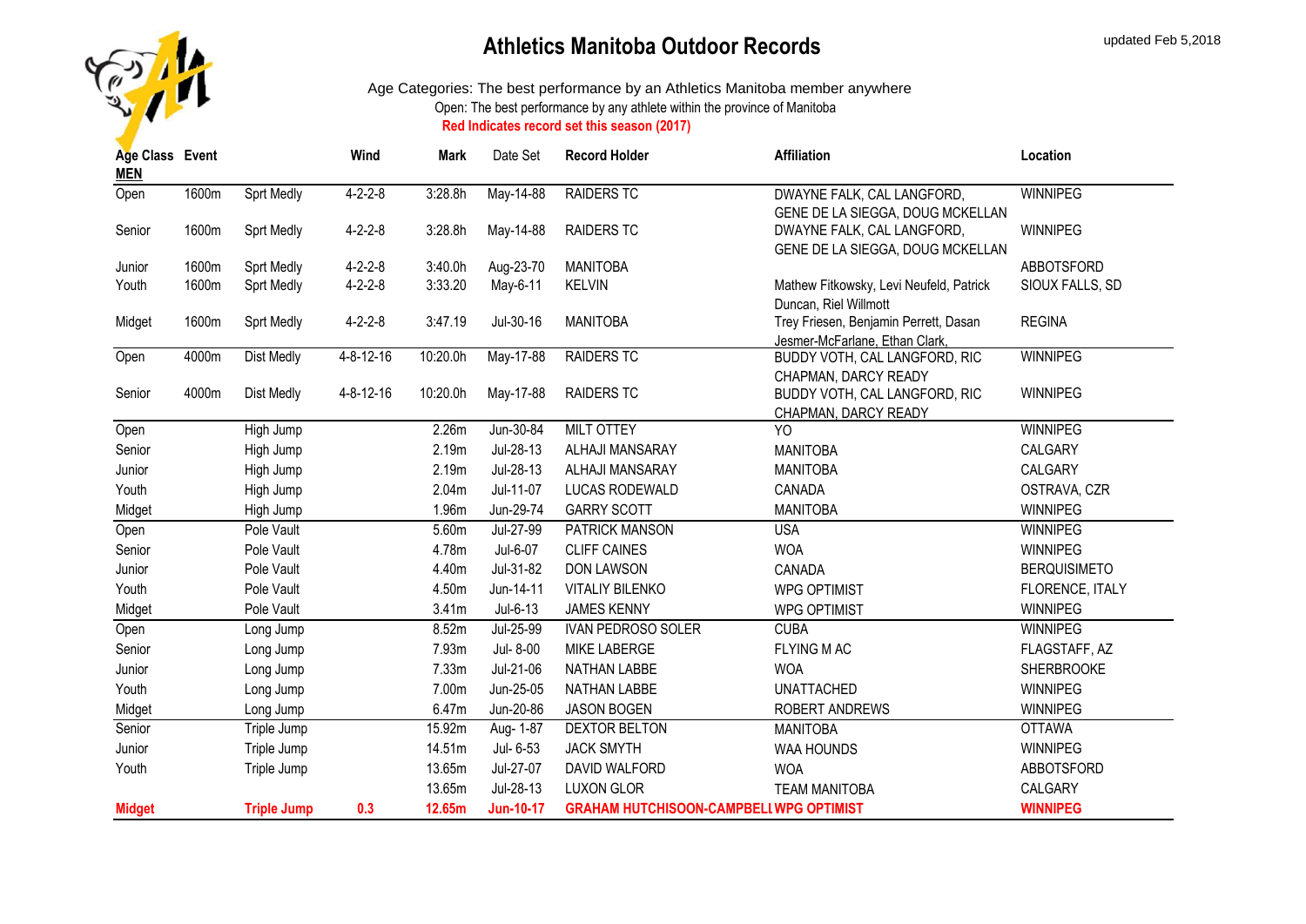# Athletics Manitoba Outdoor Records

updated Feb 5,2018

Age Categories: The best performance by an Athletics Manitoba member anywhere

Open: The best performance by any athlete within the province of Manitoba

**Red Indicates record set this season (2017)**

| Age Class | Event | | Wind | Mark | Date Set | Record Holder | Affiliation | Location |
|---|---|---|---|---|---|---|---|---|
| **MEN** | | | | | | | | |
| Open | 1600m | Sprt Medly | 4-2-2-8 | 3:28.8h | May-14-88 | RAIDERS TC | DWAYNE FALK, CAL LANGFORD, GENE DE LA SIEGGA, DOUG MCKELLAN | WINNIPEG |
| Senior | 1600m | Sprt Medly | 4-2-2-8 | 3:28.8h | May-14-88 | RAIDERS TC | DWAYNE FALK, CAL LANGFORD, GENE DE LA SIEGGA, DOUG MCKELLAN | WINNIPEG |
| Junior | 1600m | Sprt Medly | 4-2-2-8 | 3:40.0h | Aug-23-70 | MANITOBA | | ABBOTSFORD |
| Youth | 1600m | Sprt Medly | 4-2-2-8 | 3:33.20 | May-6-11 | KELVIN | Mathew Fitkowsky, Levi Neufeld, Patrick Duncan, Riel Willmott | SIOUX FALLS, SD |
| Midget | 1600m | Sprt Medly | 4-2-2-8 | 3:47.19 | Jul-30-16 | MANITOBA | Trey Friesen, Benjamin Perrett, Dasan Jesmer-McFarlane, Ethan Clark, | REGINA |
| Open | 4000m | Dist Medly | 4-8-12-16 | 10:20.0h | May-17-88 | RAIDERS TC | BUDDY VOTH, CAL LANGFORD, RIC CHAPMAN, DARCY READY | WINNIPEG |
| Senior | 4000m | Dist Medly | 4-8-12-16 | 10:20.0h | May-17-88 | RAIDERS TC | BUDDY VOTH, CAL LANGFORD, RIC CHAPMAN, DARCY READY | WINNIPEG |
| Open | | High Jump | | 2.26m | Jun-30-84 | MILT OTTEY | YO | WINNIPEG |
| Senior | | High Jump | | 2.19m | Jul-28-13 | ALHAJI MANSARAY | MANITOBA | CALGARY |
| Junior | | High Jump | | 2.19m | Jul-28-13 | ALHAJI MANSARAY | MANITOBA | CALGARY |
| Youth | | High Jump | | 2.04m | Jul-11-07 | LUCAS RODEWALD | CANADA | OSTRAVA, CZR |
| Midget | | High Jump | | 1.96m | Jun-29-74 | GARRY SCOTT | MANITOBA | WINNIPEG |
| Open | | Pole Vault | | 5.60m | Jul-27-99 | PATRICK MANSON | USA | WINNIPEG |
| Senior | | Pole Vault | | 4.78m | Jul-6-07 | CLIFF CAINES | WOA | WINNIPEG |
| Junior | | Pole Vault | | 4.40m | Jul-31-82 | DON LAWSON | CANADA | BERQUISIMETO |
| Youth | | Pole Vault | | 4.50m | Jun-14-11 | VITALIY BILENKO | WPG OPTIMIST | FLORENCE, ITALY |
| Midget | | Pole Vault | | 3.41m | Jul-6-13 | JAMES KENNY | WPG OPTIMIST | WINNIPEG |
| Open | | Long Jump | | 8.52m | Jul-25-99 | IVAN PEDROSO SOLER | CUBA | WINNIPEG |
| Senior | | Long Jump | | 7.93m | Jul- 8-00 | MIKE LABERGE | FLYING M AC | FLAGSTAFF, AZ |
| Junior | | Long Jump | | 7.33m | Jul-21-06 | NATHAN LABBE | WOA | SHERBROOKE |
| Youth | | Long Jump | | 7.00m | Jun-25-05 | NATHAN LABBE | UNATTACHED | WINNIPEG |
| Midget | | Long Jump | | 6.47m | Jun-20-86 | JASON BOGEN | ROBERT ANDREWS | WINNIPEG |
| Senior | | Triple Jump | | 15.92m | Aug- 1-87 | DEXTOR BELTON | MANITOBA | OTTAWA |
| Junior | | Triple Jump | | 14.51m | Jul- 6-53 | JACK SMYTH | WAA HOUNDS | WINNIPEG |
| Youth | | Triple Jump | | 13.65m | Jul-27-07 | DAVID WALFORD | WOA | ABBOTSFORD |
| | | | | 13.65m | Jul-28-13 | LUXON GLOR | TEAM MANITOBA | CALGARY |
| **Midget** | | **Triple Jump** | **0.3** | **12.65m** | **Jun-10-17** | **GRAHAM HUTCHISOON-CAMPBELL** | **WPG OPTIMIST** | **WINNIPEG** |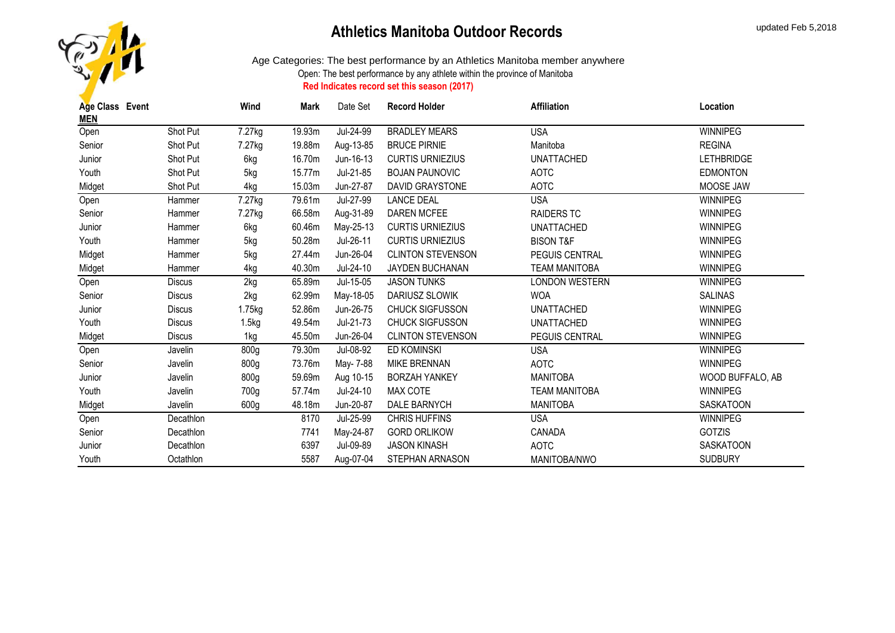# Athletics Manitoba Outdoor Records

updated Feb 5,2018

Age Categories: The best performance by an Athletics Manitoba member anywhere

Open: The best performance by any athlete within the province of Manitoba

**Red Indicates record set this season (2017)**

| Age Class | Event | Wind | Mark | Date Set | Record Holder | Affiliation | Location |
|---|---|---|---|---|---|---|---|
| **MEN** | | | | | | | |
| Open | Shot Put | 7.27kg | 19.93m | Jul-24-99 | BRADLEY MEARS | USA | WINNIPEG |
| Senior | Shot Put | 7.27kg | 19.88m | Aug-13-85 | BRUCE PIRNIE | Manitoba | REGINA |
| Junior | Shot Put | 6kg | 16.70m | Jun-16-13 | CURTIS URNIEZIUS | UNATTACHED | LETHBRIDGE |
| Youth | Shot Put | 5kg | 15.77m | Jul-21-85 | BOJAN PAUNOVIC | AOTC | EDMONTON |
| Midget | Shot Put | 4kg | 15.03m | Jun-27-87 | DAVID GRAYSTONE | AOTC | MOOSE JAW |
| Open | Hammer | 7.27kg | 79.61m | Jul-27-99 | LANCE DEAL | USA | WINNIPEG |
| Senior | Hammer | 7.27kg | 66.58m | Aug-31-89 | DAREN MCFEE | RAIDERS TC | WINNIPEG |
| Junior | Hammer | 6kg | 60.46m | May-25-13 | CURTIS URNIEZIUS | UNATTACHED | WINNIPEG |
| Youth | Hammer | 5kg | 50.28m | Jul-26-11 | CURTIS URNIEZIUS | BISON T&F | WINNIPEG |
| Midget | Hammer | 5kg | 27.44m | Jun-26-04 | CLINTON STEVENSON | PEGUIS CENTRAL | WINNIPEG |
| Midget | Hammer | 4kg | 40.30m | Jul-24-10 | JAYDEN BUCHANAN | TEAM MANITOBA | WINNIPEG |
| Open | Discus | 2kg | 65.89m | Jul-15-05 | JASON TUNKS | LONDON WESTERN | WINNIPEG |
| Senior | Discus | 2kg | 62.99m | May-18-05 | DARIUSZ SLOWIK | WOA | SALINAS |
| Junior | Discus | 1.75kg | 52.86m | Jun-26-75 | CHUCK SIGFUSSON | UNATTACHED | WINNIPEG |
| Youth | Discus | 1.5kg | 49.54m | Jul-21-73 | CHUCK SIGFUSSON | UNATTACHED | WINNIPEG |
| Midget | Discus | 1kg | 45.50m | Jun-26-04 | CLINTON STEVENSON | PEGUIS CENTRAL | WINNIPEG |
| Open | Javelin | 800g | 79.30m | Jul-08-92 | ED KOMINSKI | USA | WINNIPEG |
| Senior | Javelin | 800g | 73.76m | May- 7-88 | MIKE BRENNAN | AOTC | WINNIPEG |
| Junior | Javelin | 800g | 59.69m | Aug 10-15 | BORZAH YANKEY | MANITOBA | WOOD BUFFALO, AB |
| Youth | Javelin | 700g | 57.74m | Jul-24-10 | MAX COTE | TEAM MANITOBA | WINNIPEG |
| Midget | Javelin | 600g | 48.18m | Jun-20-87 | DALE BARNYCH | MANITOBA | SASKATOON |
| Open | Decathlon | | 8170 | Jul-25-99 | CHRIS HUFFINS | USA | WINNIPEG |
| Senior | Decathlon | | 7741 | May-24-87 | GORD ORLIKOW | CANADA | GOTZIS |
| Junior | Decathlon | | 6397 | Jul-09-89 | JASON KINASH | AOTC | SASKATOON |
| Youth | Octathlon | | 5587 | Aug-07-04 | STEPHAN ARNASON | MANITOBA/NWO | SUDBURY |